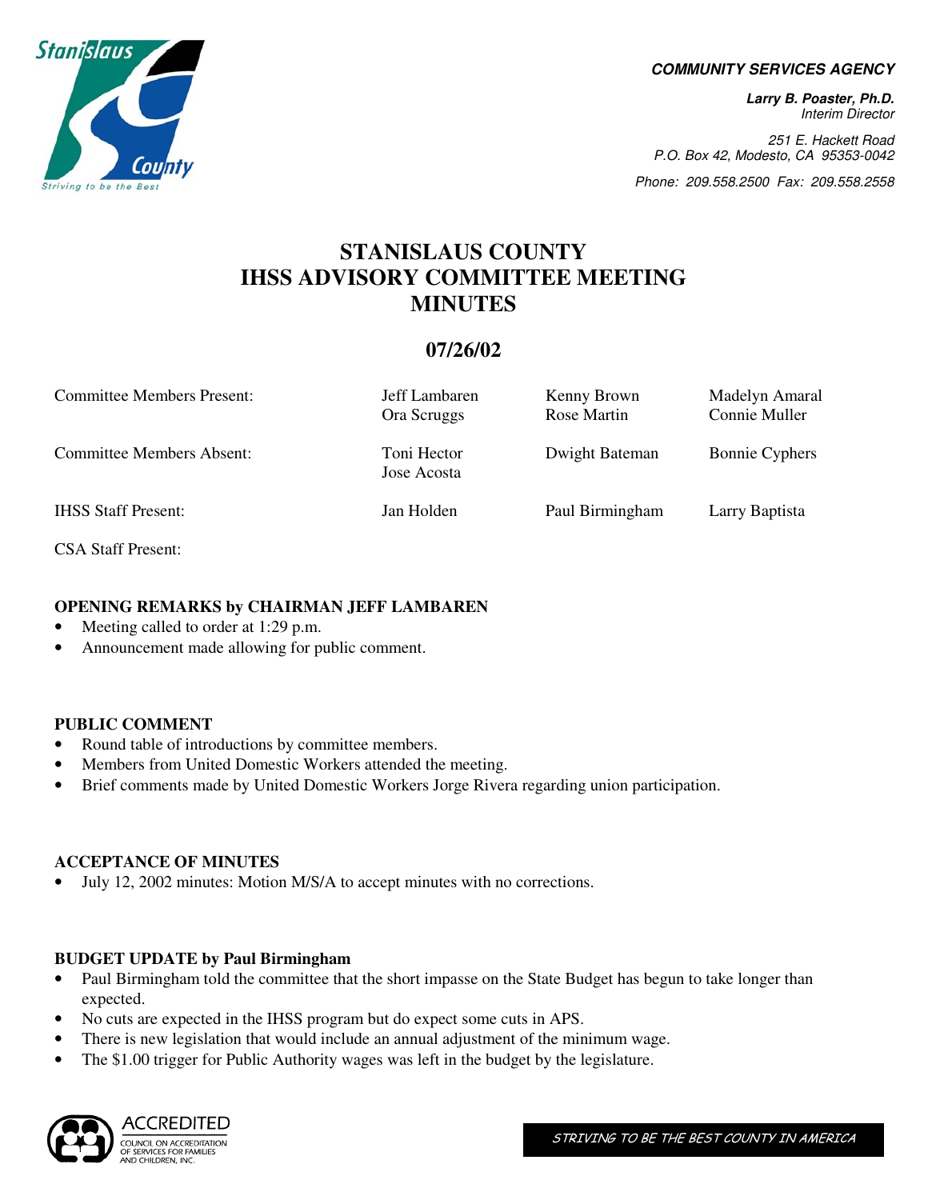**COMMUNITY SERVICES AGENCY**

***Larry B. Poaster, Ph.D.***
*Interim Director*

*251 E. Hackett Road*
*P.O. Box 42, Modesto, CA 95353-0042*

*Phone: 209.558.2500 Fax: 209.558.2558*

# STANISLAUS COUNTY IHSS ADVISORY COMMITTEE MEETING MINUTES

## 07/26/02

| | | | |
|---|---|---|---|
| Committee Members Present: | Jeff Lambaren<br>Ora Scruggs | Kenny Brown<br>Rose Martin | Madelyn Amaral<br>Connie Muller |
| Committee Members Absent: | Toni Hector<br>Jose Acosta | Dwight Bateman | Bonnie Cyphers |
| IHSS Staff Present: | Jan Holden | Paul Birmingham | Larry Baptista |
| CSA Staff Present: | | | |

**OPENING REMARKS by CHAIRMAN JEFF LAMBAREN**

- Meeting called to order at 1:29 p.m.
- Announcement made allowing for public comment.

**PUBLIC COMMENT**

- Round table of introductions by committee members.
- Members from United Domestic Workers attended the meeting.
- Brief comments made by United Domestic Workers Jorge Rivera regarding union participation.

**ACCEPTANCE OF MINUTES**

- July 12, 2002 minutes: Motion M/S/A to accept minutes with no corrections.

**BUDGET UPDATE by Paul Birmingham**

- Paul Birmingham told the committee that the short impasse on the State Budget has begun to take longer than expected.
- No cuts are expected in the IHSS program but do expect some cuts in APS.
- There is new legislation that would include an annual adjustment of the minimum wage.
- The $1.00 trigger for Public Authority wages was left in the budget by the legislature.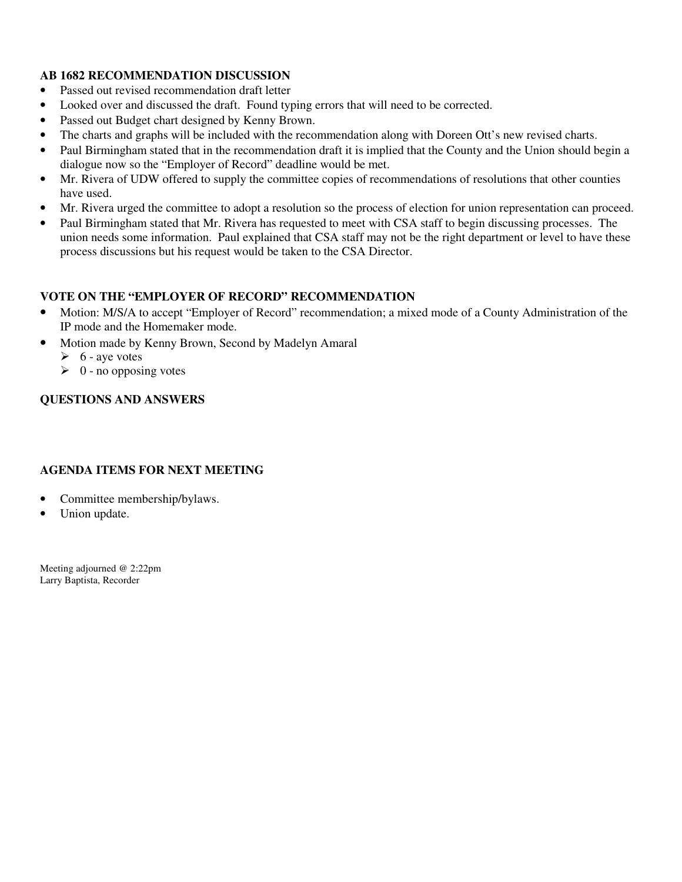### AB 1682 RECOMMENDATION DISCUSSION

- Passed out revised recommendation draft letter
- Looked over and discussed the draft. Found typing errors that will need to be corrected.
- Passed out Budget chart designed by Kenny Brown.
- The charts and graphs will be included with the recommendation along with Doreen Ott's new revised charts.
- Paul Birmingham stated that in the recommendation draft it is implied that the County and the Union should begin a dialogue now so the "Employer of Record" deadline would be met.
- Mr. Rivera of UDW offered to supply the committee copies of recommendations of resolutions that other counties have used.
- Mr. Rivera urged the committee to adopt a resolution so the process of election for union representation can proceed.
- Paul Birmingham stated that Mr. Rivera has requested to meet with CSA staff to begin discussing processes. The union needs some information. Paul explained that CSA staff may not be the right department or level to have these process discussions but his request would be taken to the CSA Director.

### VOTE ON THE "EMPLOYER OF RECORD" RECOMMENDATION

- Motion: M/S/A to accept "Employer of Record" recommendation; a mixed mode of a County Administration of the IP mode and the Homemaker mode.
- Motion made by Kenny Brown, Second by Madelyn Amaral
  - 6 - aye votes
  - 0 - no opposing votes

### QUESTIONS AND ANSWERS

### AGENDA ITEMS FOR NEXT MEETING

- Committee membership/bylaws.
- Union update.

Meeting adjourned @ 2:22pm
Larry Baptista, Recorder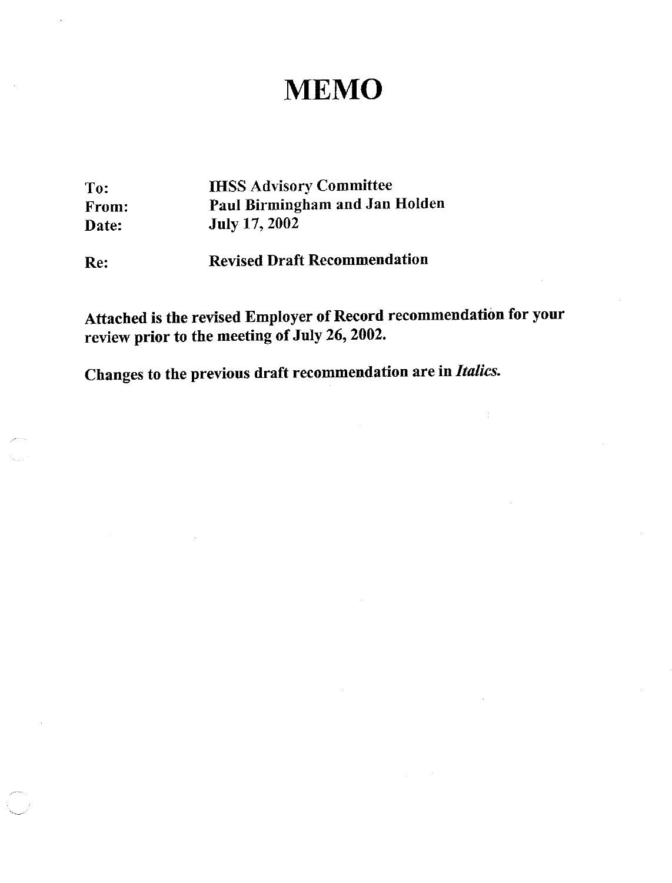# MEMO

**To:** IHSS Advisory Committee
**From:** Paul Birmingham and Jan Holden
**Date:** July 17, 2002

**Re:** Revised Draft Recommendation

**Attached is the revised Employer of Record recommendation for your review prior to the meeting of July 26, 2002.**

**Changes to the previous draft recommendation are in *Italics.***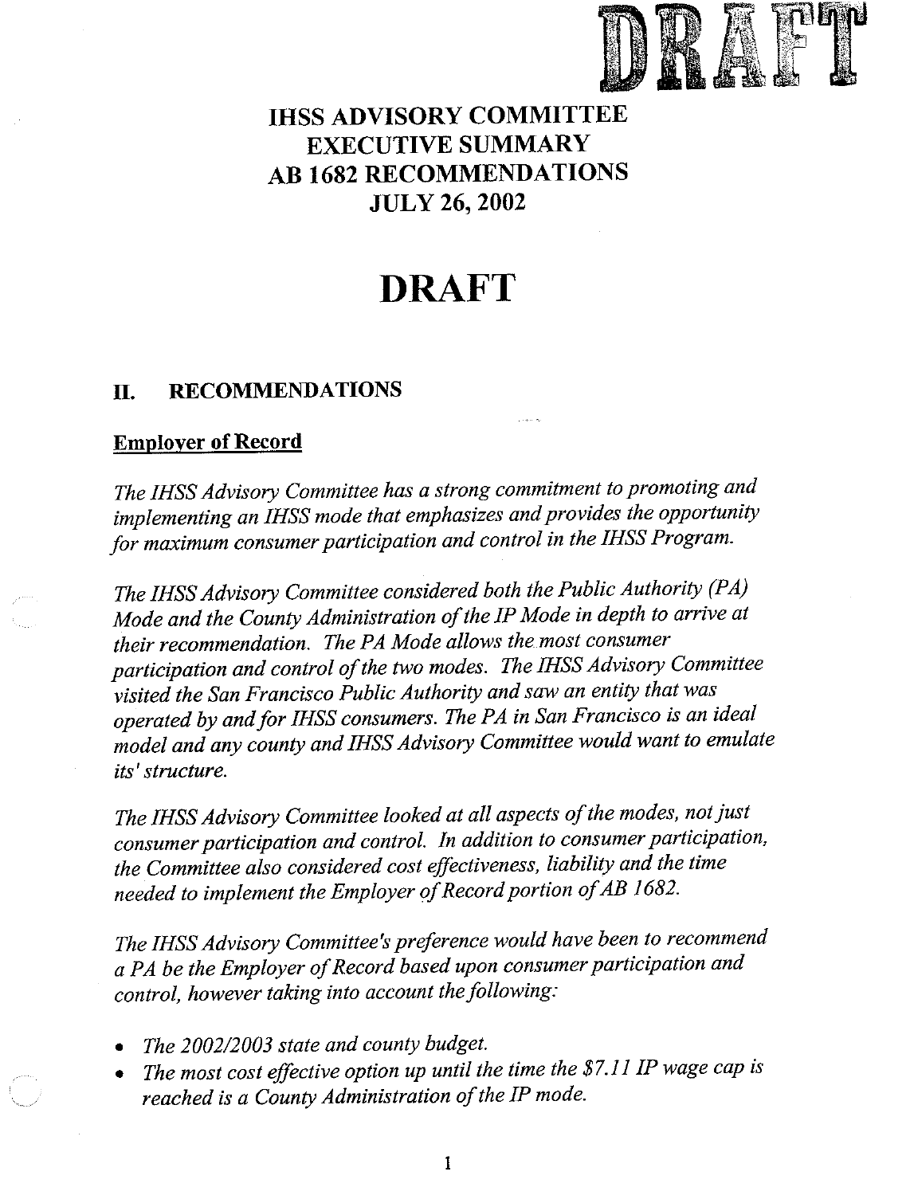DRAFT

# IHSS ADVISORY COMMITTEE EXECUTIVE SUMMARY AB 1682 RECOMMENDATIONS JULY 26, 2002

# DRAFT

## II. RECOMMENDATIONS

**Employer of Record**

*The IHSS Advisory Committee has a strong commitment to promoting and implementing an IHSS mode that emphasizes and provides the opportunity for maximum consumer participation and control in the IHSS Program.*

*The IHSS Advisory Committee considered both the Public Authority (PA) Mode and the County Administration of the IP Mode in depth to arrive at their recommendation. The PA Mode allows the most consumer participation and control of the two modes. The IHSS Advisory Committee visited the San Francisco Public Authority and saw an entity that was operated by and for IHSS consumers. The PA in San Francisco is an ideal model and any county and IHSS Advisory Committee would want to emulate its' structure.*

*The IHSS Advisory Committee looked at all aspects of the modes, not just consumer participation and control. In addition to consumer participation, the Committee also considered cost effectiveness, liability and the time needed to implement the Employer of Record portion of AB 1682.*

*The IHSS Advisory Committee's preference would have been to recommend a PA be the Employer of Record based upon consumer participation and control, however taking into account the following:*

- *The 2002/2003 state and county budget.*
- *The most cost effective option up until the time the $7.11 IP wage cap is reached is a County Administration of the IP mode.*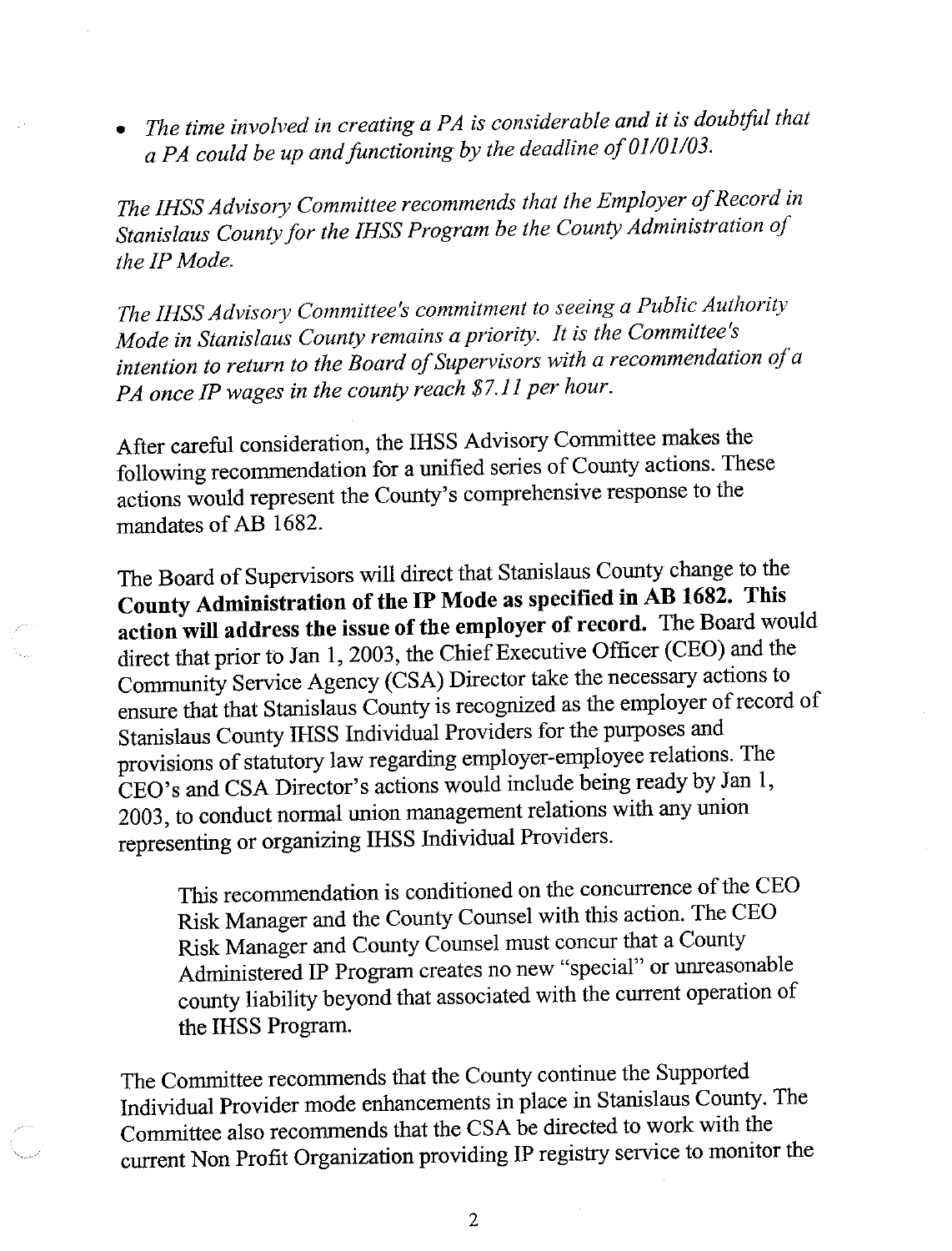- *The time involved in creating a PA is considerable and it is doubtful that a PA could be up and functioning by the deadline of 01/01/03.*

*The IHSS Advisory Committee recommends that the Employer of Record in Stanislaus County for the IHSS Program be the County Administration of the IP Mode.*

*The IHSS Advisory Committee's commitment to seeing a Public Authority Mode in Stanislaus County remains a priority. It is the Committee's intention to return to the Board of Supervisors with a recommendation of a PA once IP wages in the county reach $7.11 per hour.*

After careful consideration, the IHSS Advisory Committee makes the following recommendation for a unified series of County actions. These actions would represent the County's comprehensive response to the mandates of AB 1682.

The Board of Supervisors will direct that Stanislaus County change to the **County Administration of the IP Mode as specified in AB 1682. This action will address the issue of the employer of record.** The Board would direct that prior to Jan 1, 2003, the Chief Executive Officer (CEO) and the Community Service Agency (CSA) Director take the necessary actions to ensure that that Stanislaus County is recognized as the employer of record of Stanislaus County IHSS Individual Providers for the purposes and provisions of statutory law regarding employer-employee relations. The CEO's and CSA Director's actions would include being ready by Jan 1, 2003, to conduct normal union management relations with any union representing or organizing IHSS Individual Providers.

> This recommendation is conditioned on the concurrence of the CEO Risk Manager and the County Counsel with this action. The CEO Risk Manager and County Counsel must concur that a County Administered IP Program creates no new "special" or unreasonable county liability beyond that associated with the current operation of the IHSS Program.

The Committee recommends that the County continue the Supported Individual Provider mode enhancements in place in Stanislaus County. The Committee also recommends that the CSA be directed to work with the current Non Profit Organization providing IP registry service to monitor the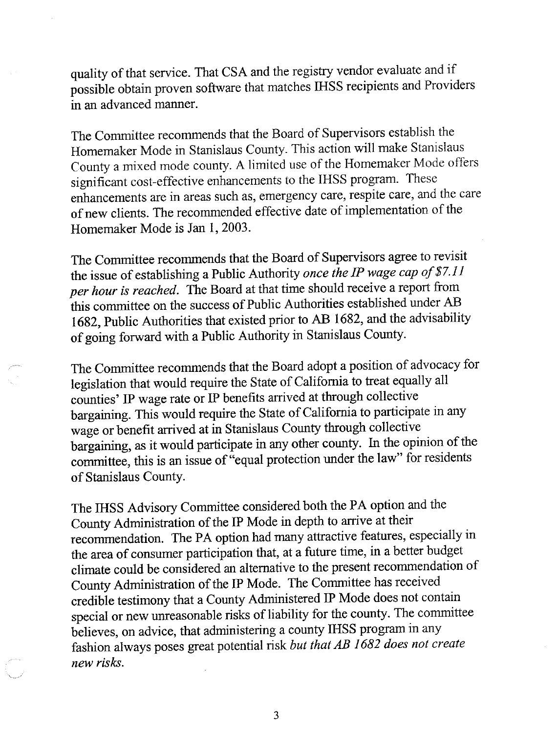quality of that service. That CSA and the registry vendor evaluate and if possible obtain proven software that matches IHSS recipients and Providers in an advanced manner.

The Committee recommends that the Board of Supervisors establish the Homemaker Mode in Stanislaus County. This action will make Stanislaus County a mixed mode county. A limited use of the Homemaker Mode offers significant cost-effective enhancements to the IHSS program. These enhancements are in areas such as, emergency care, respite care, and the care of new clients. The recommended effective date of implementation of the Homemaker Mode is Jan 1, 2003.

The Committee recommends that the Board of Supervisors agree to revisit the issue of establishing a Public Authority *once the IP wage cap of $7.11 per hour is reached*. The Board at that time should receive a report from this committee on the success of Public Authorities established under AB 1682, Public Authorities that existed prior to AB 1682, and the advisability of going forward with a Public Authority in Stanislaus County.

The Committee recommends that the Board adopt a position of advocacy for legislation that would require the State of California to treat equally all counties' IP wage rate or IP benefits arrived at through collective bargaining. This would require the State of California to participate in any wage or benefit arrived at in Stanislaus County through collective bargaining, as it would participate in any other county. In the opinion of the committee, this is an issue of "equal protection under the law" for residents of Stanislaus County.

The IHSS Advisory Committee considered both the PA option and the County Administration of the IP Mode in depth to arrive at their recommendation. The PA option had many attractive features, especially in the area of consumer participation that, at a future time, in a better budget climate could be considered an alternative to the present recommendation of County Administration of the IP Mode. The Committee has received credible testimony that a County Administered IP Mode does not contain special or new unreasonable risks of liability for the county. The committee believes, on advice, that administering a county IHSS program in any fashion always poses great potential risk *but that AB 1682 does not create new risks.*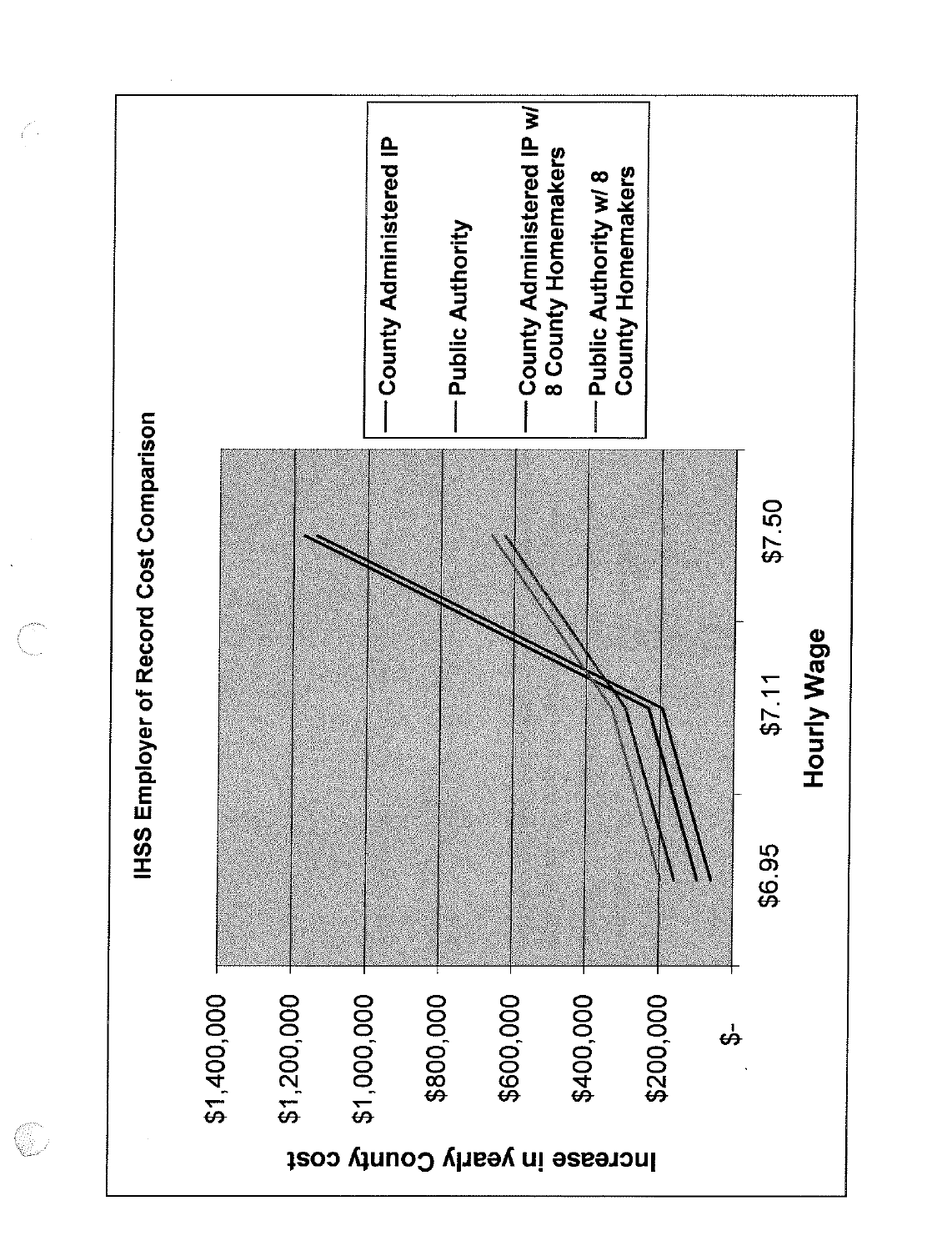IHSS Employer of Record Cost Comparison

Increase in yearly County cost

$1,400,000

$1,200,000

$1,000,000

$800,000

$600,000

$400,000

$200,000

$-

$6.95

$7.11

$7.50

Hourly Wage

County Administered IP

Public Authority

County Administered IP w/ 8 County Homemakers

Public Authority w/ 8 County Homemakers